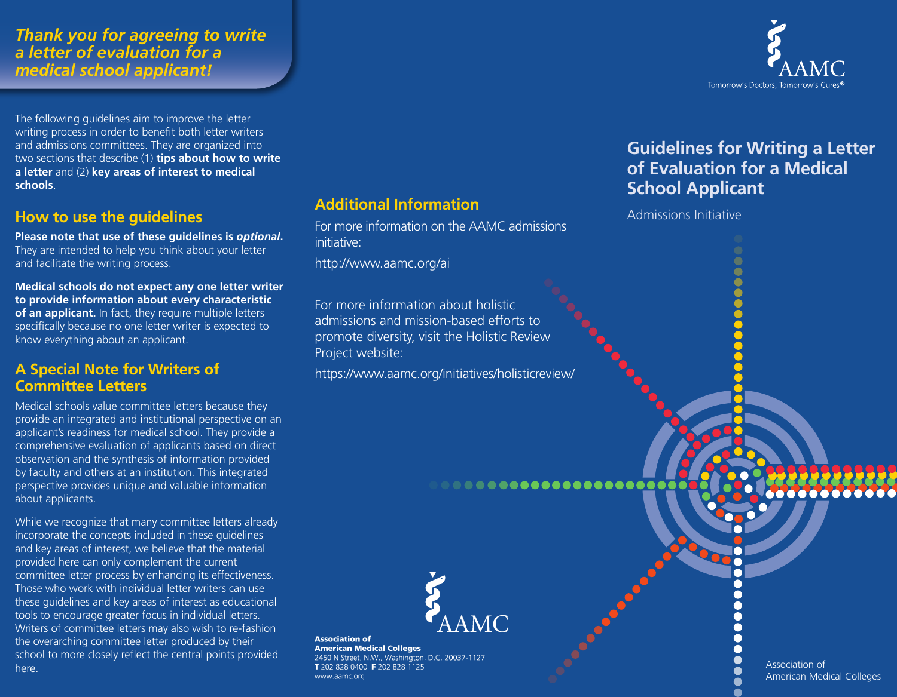# Guidelines for Writing a Letter of Evaluation for a Medical School Applicant

Admissions Initiative

AAMC

Tomorrow's Doctors, Tomorrow's Cures®

Association of American Medical Colleges

## *Thank you for agreeing to write a letter of evaluation for a medical school applicant!*

The following guidelines aim to improve the letter writing process in order to benefit both letter writers and admissions committees. They are organized into two sections that describe (1) **tips about how to write a letter** and (2) **key areas of interest to medical schools**.

## How to use the guidelines

**Please note that use of these guidelines is *optional*.** They are intended to help you think about your letter and facilitate the writing process.

**Medical schools do not expect any one letter writer to provide information about every characteristic of an applicant.** In fact, they require multiple letters specifically because no one letter writer is expected to know everything about an applicant.

## A Special Note for Writers of Committee Letters

Medical schools value committee letters because they provide an integrated and institutional perspective on an applicant's readiness for medical school. They provide a comprehensive evaluation of applicants based on direct observation and the synthesis of information provided by faculty and others at an institution. This integrated perspective provides unique and valuable information about applicants.

While we recognize that many committee letters already incorporate the concepts included in these guidelines and key areas of interest, we believe that the material provided here can only complement the current committee letter process by enhancing its effectiveness. Those who work with individual letter writers can use these guidelines and key areas of interest as educational tools to encourage greater focus in individual letters. Writers of committee letters may also wish to re-fashion the overarching committee letter produced by their school to more closely reflect the central points provided here.

## Additional Information

For more information on the AAMC admissions initiative:

http://www.aamc.org/ai

For more information about holistic admissions and mission-based efforts to promote diversity, visit the Holistic Review Project website:

https://www.aamc.org/initiatives/holisticreview/

AAMC

**Association of American Medical Colleges**
2450 N Street, N.W., Washington, D.C. 20037-1127
**T** 202 828 0400 **F** 202 828 1125
www.aamc.org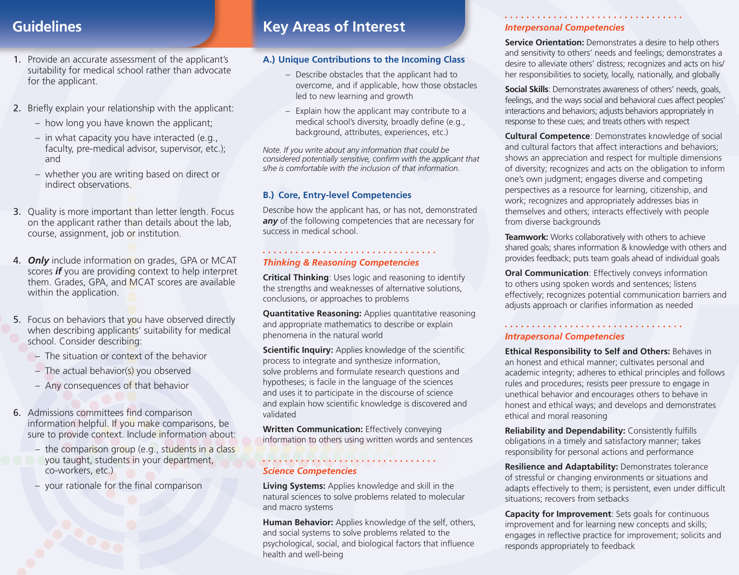## Guidelines

1. Provide an accurate assessment of the applicant's suitability for medical school rather than advocate for the applicant.

2. Briefly explain your relationship with the applicant:
   - how long you have known the applicant;
   - in what capacity you have interacted (e.g., faculty, pre-medical advisor, supervisor, etc.); and
   - whether you are writing based on direct or indirect observations.

3. Quality is more important than letter length. Focus on the applicant rather than details about the lab, course, assignment, job or institution.

4. ***Only*** include information on grades, GPA or MCAT scores ***if*** you are providing context to help interpret them. Grades, GPA, and MCAT scores are available within the application.

5. Focus on behaviors that you have observed directly when describing applicants' suitability for medical school. Consider describing:
   - The situation or context of the behavior
   - The actual behavior(s) you observed
   - Any consequences of that behavior

6. Admissions committees find comparison information helpful. If you make comparisons, be sure to provide context. Include information about:
   - the comparison group (e.g., students in a class you taught, students in your department, co-workers, etc.)
   - your rationale for the final comparison

## Key Areas of Interest

### A.) Unique Contributions to the Incoming Class

- Describe obstacles that the applicant had to overcome, and if applicable, how those obstacles led to new learning and growth
- Explain how the applicant may contribute to a medical school's diversity, broadly define (e.g., background, attributes, experiences, etc.)

*Note. If you write about any information that could be considered potentially sensitive, confirm with the applicant that s/he is comfortable with the inclusion of that information.*

### B.) Core, Entry-level Competencies

Describe how the applicant has, or has not, demonstrated ***any*** of the following competencies that are necessary for success in medical school.

#### *Thinking & Reasoning Competencies*

**Critical Thinking**: Uses logic and reasoning to identify the strengths and weaknesses of alternative solutions, conclusions, or approaches to problems

**Quantitative Reasoning:** Applies quantitative reasoning and appropriate mathematics to describe or explain phenomena in the natural world

**Scientific Inquiry:** Applies knowledge of the scientific process to integrate and synthesize information, solve problems and formulate research questions and hypotheses; is facile in the language of the sciences and uses it to participate in the discourse of science and explain how scientific knowledge is discovered and validated

**Written Communication:** Effectively conveying information to others using written words and sentences

#### *Science Competencies*

**Living Systems:** Applies knowledge and skill in the natural sciences to solve problems related to molecular and macro systems

**Human Behavior:** Applies knowledge of the self, others, and social systems to solve problems related to the psychological, social, and biological factors that influence health and well-being

#### *Interpersonal Competencies*

**Service Orientation:** Demonstrates a desire to help others and sensitivity to others' needs and feelings; demonstrates a desire to alleviate others' distress; recognizes and acts on his/her responsibilities to society, locally, nationally, and globally

**Social Skills**: Demonstrates awareness of others' needs, goals, feelings, and the ways social and behavioral cues affect peoples' interactions and behaviors; adjusts behaviors appropriately in response to these cues; and treats others with respect

**Cultural Competence**: Demonstrates knowledge of social and cultural factors that affect interactions and behaviors; shows an appreciation and respect for multiple dimensions of diversity; recognizes and acts on the obligation to inform one's own judgment; engages diverse and competing perspectives as a resource for learning, citizenship, and work; recognizes and appropriately addresses bias in themselves and others; interacts effectively with people from diverse backgrounds

**Teamwork:** Works collaboratively with others to achieve shared goals; shares information & knowledge with others and provides feedback; puts team goals ahead of individual goals

**Oral Communication**: Effectively conveys information to others using spoken words and sentences; listens effectively; recognizes potential communication barriers and adjusts approach or clarifies information as needed

#### *Intrapersonal Competencies*

**Ethical Responsibility to Self and Others:** Behaves in an honest and ethical manner; cultivates personal and academic integrity; adheres to ethical principles and follows rules and procedures; resists peer pressure to engage in unethical behavior and encourages others to behave in honest and ethical ways; and develops and demonstrates ethical and moral reasoning

**Reliability and Dependability:** Consistently fulfills obligations in a timely and satisfactory manner; takes responsibility for personal actions and performance

**Resilience and Adaptability:** Demonstrates tolerance of stressful or changing environments or situations and adapts effectively to them; is persistent, even under difficult situations; recovers from setbacks

**Capacity for Improvement**: Sets goals for continuous improvement and for learning new concepts and skills; engages in reflective practice for improvement; solicits and responds appropriately to feedback